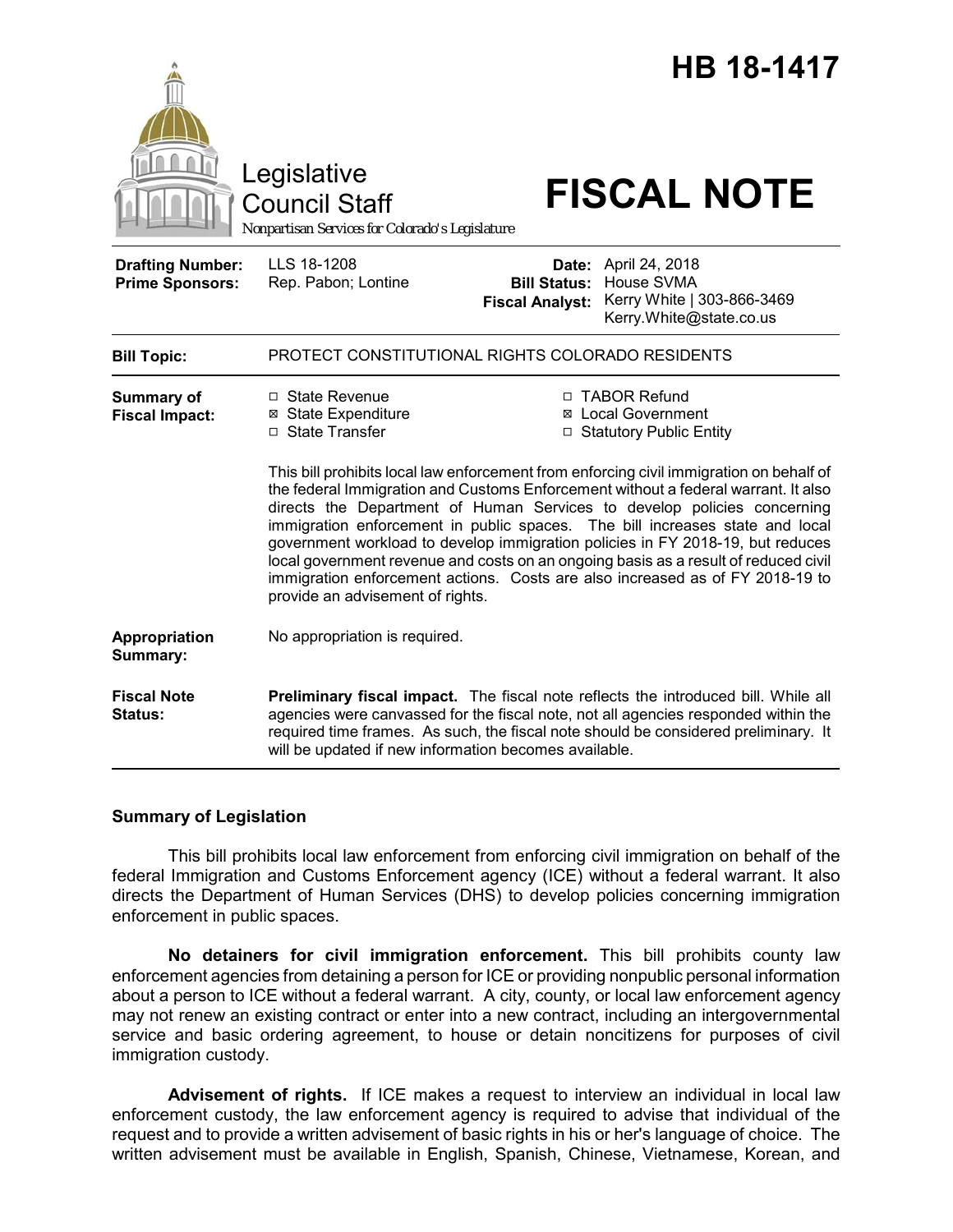# HB 18-1417

Legislative Council Staff

Nonpartisan Services for Colorado's Legislature

# FISCAL NOTE

| | | | |
|---|---|---|---|
| **Drafting Number:** | LLS 18-1208 | **Date:** | April 24, 2018 |
| **Prime Sponsors:** | Rep. Pabon; Lontine | **Bill Status:** | House SVMA |
| | | **Fiscal Analyst:** | Kerry White \| 303-866-3469 Kerry.White@state.co.us |

| | |
|---|---|
| **Bill Topic:** | PROTECT CONSTITUTIONAL RIGHTS COLORADO RESIDENTS |
| **Summary of Fiscal Impact:** | ☐ State Revenue ☒ State Expenditure ☐ State Transfer ☐ TABOR Refund ☒ Local Government ☐ Statutory Public Entity<br><br>This bill prohibits local law enforcement from enforcing civil immigration on behalf of the federal Immigration and Customs Enforcement without a federal warrant. It also directs the Department of Human Services to develop policies concerning immigration enforcement in public spaces. The bill increases state and local government workload to develop immigration policies in FY 2018-19, but reduces local government revenue and costs on an ongoing basis as a result of reduced civil immigration enforcement actions. Costs are also increased as of FY 2018-19 to provide an advisement of rights. |
| **Appropriation Summary:** | No appropriation is required. |
| **Fiscal Note Status:** | **Preliminary fiscal impact.** The fiscal note reflects the introduced bill. While all agencies were canvassed for the fiscal note, not all agencies responded within the required time frames. As such, the fiscal note should be considered preliminary. It will be updated if new information becomes available. |

## Summary of Legislation

This bill prohibits local law enforcement from enforcing civil immigration on behalf of the federal Immigration and Customs Enforcement agency (ICE) without a federal warrant. It also directs the Department of Human Services (DHS) to develop policies concerning immigration enforcement in public spaces.

**No detainers for civil immigration enforcement.** This bill prohibits county law enforcement agencies from detaining a person for ICE or providing nonpublic personal information about a person to ICE without a federal warrant. A city, county, or local law enforcement agency may not renew an existing contract or enter into a new contract, including an intergovernmental service and basic ordering agreement, to house or detain noncitizens for purposes of civil immigration custody.

**Advisement of rights.** If ICE makes a request to interview an individual in local law enforcement custody, the law enforcement agency is required to advise that individual of the request and to provide a written advisement of basic rights in his or her's language of choice. The written advisement must be available in English, Spanish, Chinese, Vietnamese, Korean, and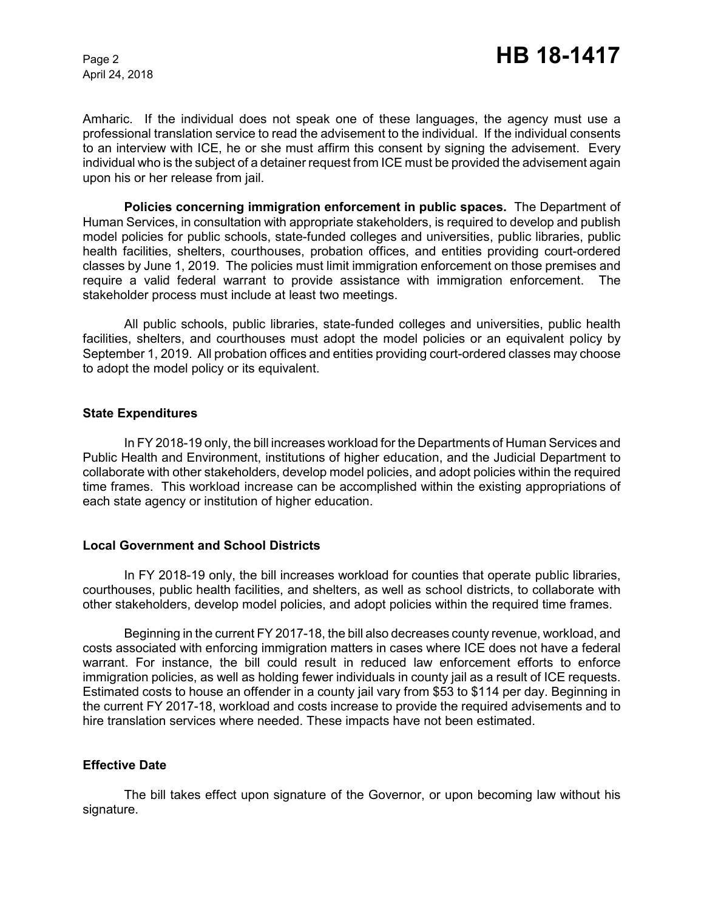Amharic. If the individual does not speak one of these languages, the agency must use a professional translation service to read the advisement to the individual. If the individual consents to an interview with ICE, he or she must affirm this consent by signing the advisement. Every individual who is the subject of a detainer request from ICE must be provided the advisement again upon his or her release from jail.

**Policies concerning immigration enforcement in public spaces.** The Department of Human Services, in consultation with appropriate stakeholders, is required to develop and publish model policies for public schools, state-funded colleges and universities, public libraries, public health facilities, shelters, courthouses, probation offices, and entities providing court-ordered classes by June 1, 2019. The policies must limit immigration enforcement on those premises and require a valid federal warrant to provide assistance with immigration enforcement. The stakeholder process must include at least two meetings.

All public schools, public libraries, state-funded colleges and universities, public health facilities, shelters, and courthouses must adopt the model policies or an equivalent policy by September 1, 2019. All probation offices and entities providing court-ordered classes may choose to adopt the model policy or its equivalent.

### State Expenditures

In FY 2018-19 only, the bill increases workload for the Departments of Human Services and Public Health and Environment, institutions of higher education, and the Judicial Department to collaborate with other stakeholders, develop model policies, and adopt policies within the required time frames. This workload increase can be accomplished within the existing appropriations of each state agency or institution of higher education.

### Local Government and School Districts

In FY 2018-19 only, the bill increases workload for counties that operate public libraries, courthouses, public health facilities, and shelters, as well as school districts, to collaborate with other stakeholders, develop model policies, and adopt policies within the required time frames.

Beginning in the current FY 2017-18, the bill also decreases county revenue, workload, and costs associated with enforcing immigration matters in cases where ICE does not have a federal warrant. For instance, the bill could result in reduced law enforcement efforts to enforce immigration policies, as well as holding fewer individuals in county jail as a result of ICE requests. Estimated costs to house an offender in a county jail vary from $53 to $114 per day. Beginning in the current FY 2017-18, workload and costs increase to provide the required advisements and to hire translation services where needed. These impacts have not been estimated.

### Effective Date

The bill takes effect upon signature of the Governor, or upon becoming law without his signature.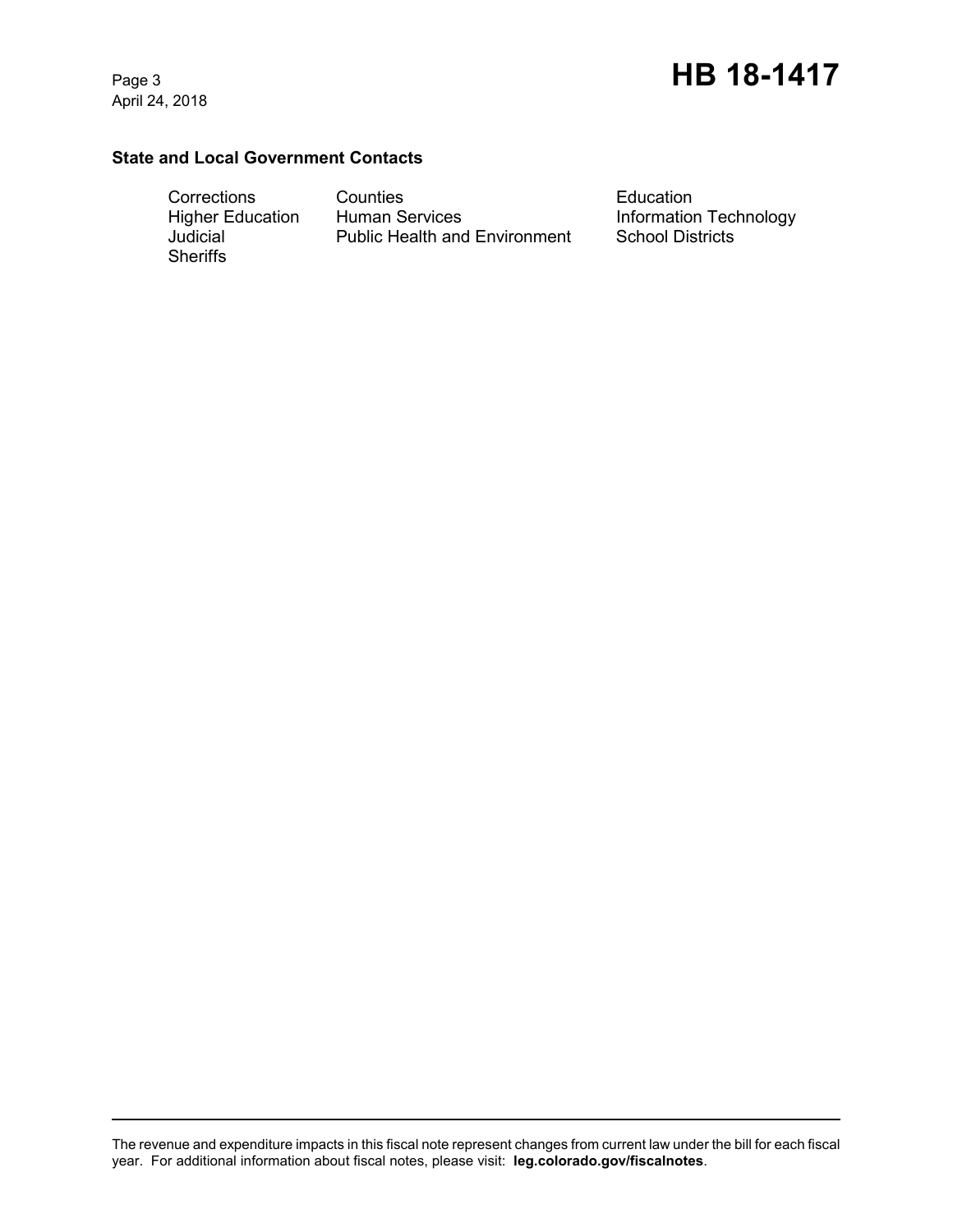### State and Local Government Contacts

| | | |
|---|---|---|
| Corrections | Counties | Education |
| Higher Education | Human Services | Information Technology |
| Judicial | Public Health and Environment | School Districts |
| Sheriffs | | |

The revenue and expenditure impacts in this fiscal note represent changes from current law under the bill for each fiscal year. For additional information about fiscal notes, please visit: **leg.colorado.gov/fiscalnotes**.